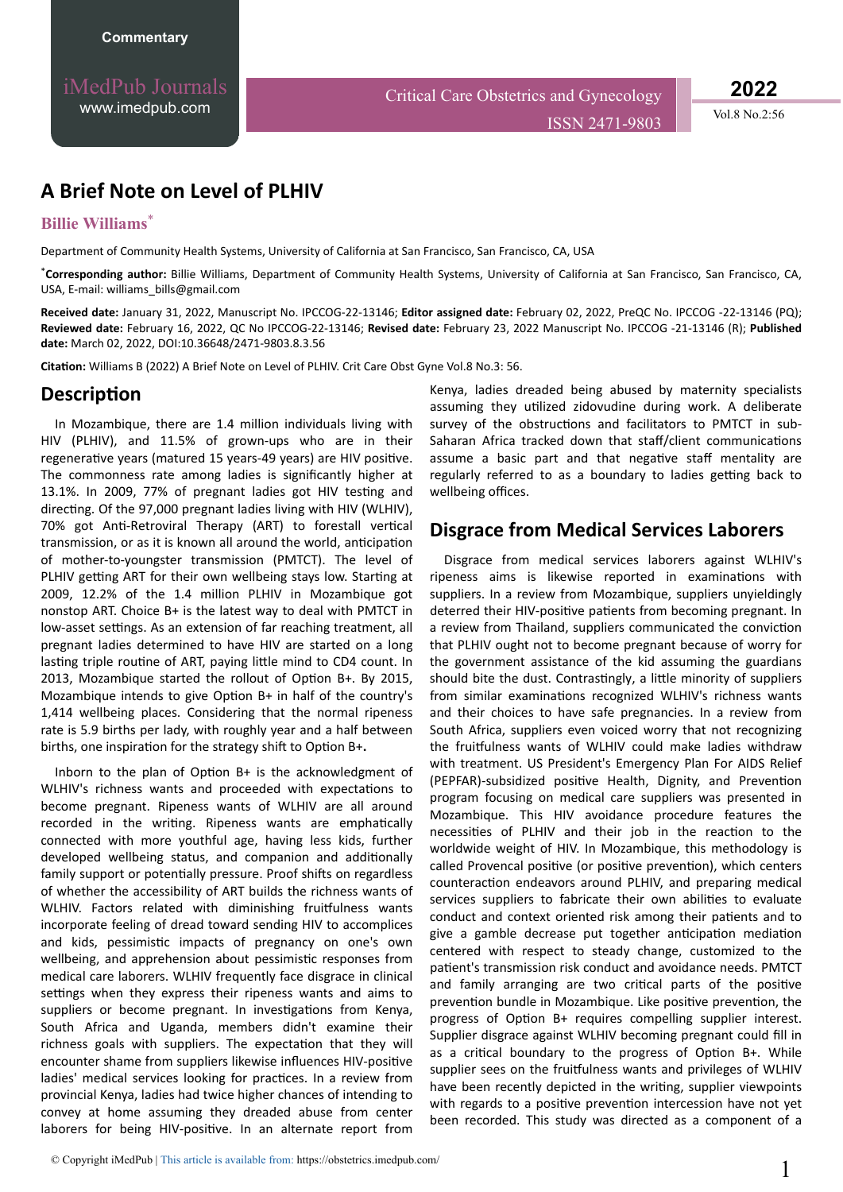Commentary

# A Brief Note on Level of PLHIV

**Billie Williams***

Department of Community Health Systems, University of California at San Francisco, San Francisco, CA, USA

***Corresponding author:** Billie Williams, Department of Community Health Systems, University of California at San Francisco, San Francisco, CA, USA, E-mail: williams_bills@gmail.com

**Received date:** January 31, 2022, Manuscript No. IPCCOG-22-13146; **Editor assigned date:** February 02, 2022, PreQC No. IPCCOG -22-13146 (PQ); **Reviewed date:** February 16, 2022, QC No IPCCOG-22-13146; **Revised date:** February 23, 2022 Manuscript No. IPCCOG -21-13146 (R); **Published date:** March 02, 2022, DOI:10.36648/2471-9803.8.3.56

**Citation:** Williams B (2022) A Brief Note on Level of PLHIV. Crit Care Obst Gyne Vol.8 No.3: 56.

## Description

In Mozambique, there are 1.4 million individuals living with HIV (PLHIV), and 11.5% of grown-ups who are in their regenerative years (matured 15 years-49 years) are HIV positive. The commonness rate among ladies is significantly higher at 13.1%. In 2009, 77% of pregnant ladies got HIV testing and directing. Of the 97,000 pregnant ladies living with HIV (WLHIV), 70% got Anti-Retroviral Therapy (ART) to forestall vertical transmission, or as it is known all around the world, anticipation of mother-to-youngster transmission (PMTCT). The level of PLHIV getting ART for their own wellbeing stays low. Starting at 2009, 12.2% of the 1.4 million PLHIV in Mozambique got nonstop ART. Choice B+ is the latest way to deal with PMTCT in low-asset settings. As an extension of far reaching treatment, all pregnant ladies determined to have HIV are started on a long lasting triple routine of ART, paying little mind to CD4 count. In 2013, Mozambique started the rollout of Option B+. By 2015, Mozambique intends to give Option B+ in half of the country's 1,414 wellbeing places. Considering that the normal ripeness rate is 5.9 births per lady, with roughly year and a half between births, one inspiration for the strategy shift to Option B+**.**

Inborn to the plan of Option B+ is the acknowledgment of WLHIV's richness wants and proceeded with expectations to become pregnant. Ripeness wants of WLHIV are all around recorded in the writing. Ripeness wants are emphatically connected with more youthful age, having less kids, further developed wellbeing status, and companion and additionally family support or potentially pressure. Proof shifts on regardless of whether the accessibility of ART builds the richness wants of WLHIV. Factors related with diminishing fruitfulness wants incorporate feeling of dread toward sending HIV to accomplices and kids, pessimistic impacts of pregnancy on one's own wellbeing, and apprehension about pessimistic responses from medical care laborers. WLHIV frequently face disgrace in clinical settings when they express their ripeness wants and aims to suppliers or become pregnant. In investigations from Kenya, South Africa and Uganda, members didn't examine their richness goals with suppliers. The expectation that they will encounter shame from suppliers likewise influences HIV-positive ladies' medical services looking for practices. In a review from provincial Kenya, ladies had twice higher chances of intending to convey at home assuming they dreaded abuse from center laborers for being HIV-positive. In an alternate report from Kenya, ladies dreaded being abused by maternity specialists assuming they utilized zidovudine during work. A deliberate survey of the obstructions and facilitators to PMTCT in sub-Saharan Africa tracked down that staff/client communications assume a basic part and that negative staff mentality are regularly referred to as a boundary to ladies getting back to wellbeing offices.

## Disgrace from Medical Services Laborers

Disgrace from medical services laborers against WLHIV's ripeness aims is likewise reported in examinations with suppliers. In a review from Mozambique, suppliers unyieldingly deterred their HIV-positive patients from becoming pregnant. In a review from Thailand, suppliers communicated the conviction that PLHIV ought not to become pregnant because of worry for the government assistance of the kid assuming the guardians should bite the dust. Contrastingly, a little minority of suppliers from similar examinations recognized WLHIV's richness wants and their choices to have safe pregnancies. In a review from South Africa, suppliers even voiced worry that not recognizing the fruitfulness wants of WLHIV could make ladies withdraw with treatment. US President's Emergency Plan For AIDS Relief (PEPFAR)-subsidized positive Health, Dignity, and Prevention program focusing on medical care suppliers was presented in Mozambique. This HIV avoidance procedure features the necessities of PLHIV and their job in the reaction to the worldwide weight of HIV. In Mozambique, this methodology is called Provencal positive (or positive prevention), which centers counteraction endeavors around PLHIV, and preparing medical services suppliers to fabricate their own abilities to evaluate conduct and context oriented risk among their patients and to give a gamble decrease put together anticipation mediation centered with respect to steady change, customized to the patient's transmission risk conduct and avoidance needs. PMTCT and family arranging are two critical parts of the positive prevention bundle in Mozambique. Like positive prevention, the progress of Option B+ requires compelling supplier interest. Supplier disgrace against WLHIV becoming pregnant could fill in as a critical boundary to the progress of Option B+. While supplier sees on the fruitfulness wants and privileges of WLHIV have been recently depicted in the writing, supplier viewpoints with regards to a positive prevention intercession have not yet been recorded. This study was directed as a component of a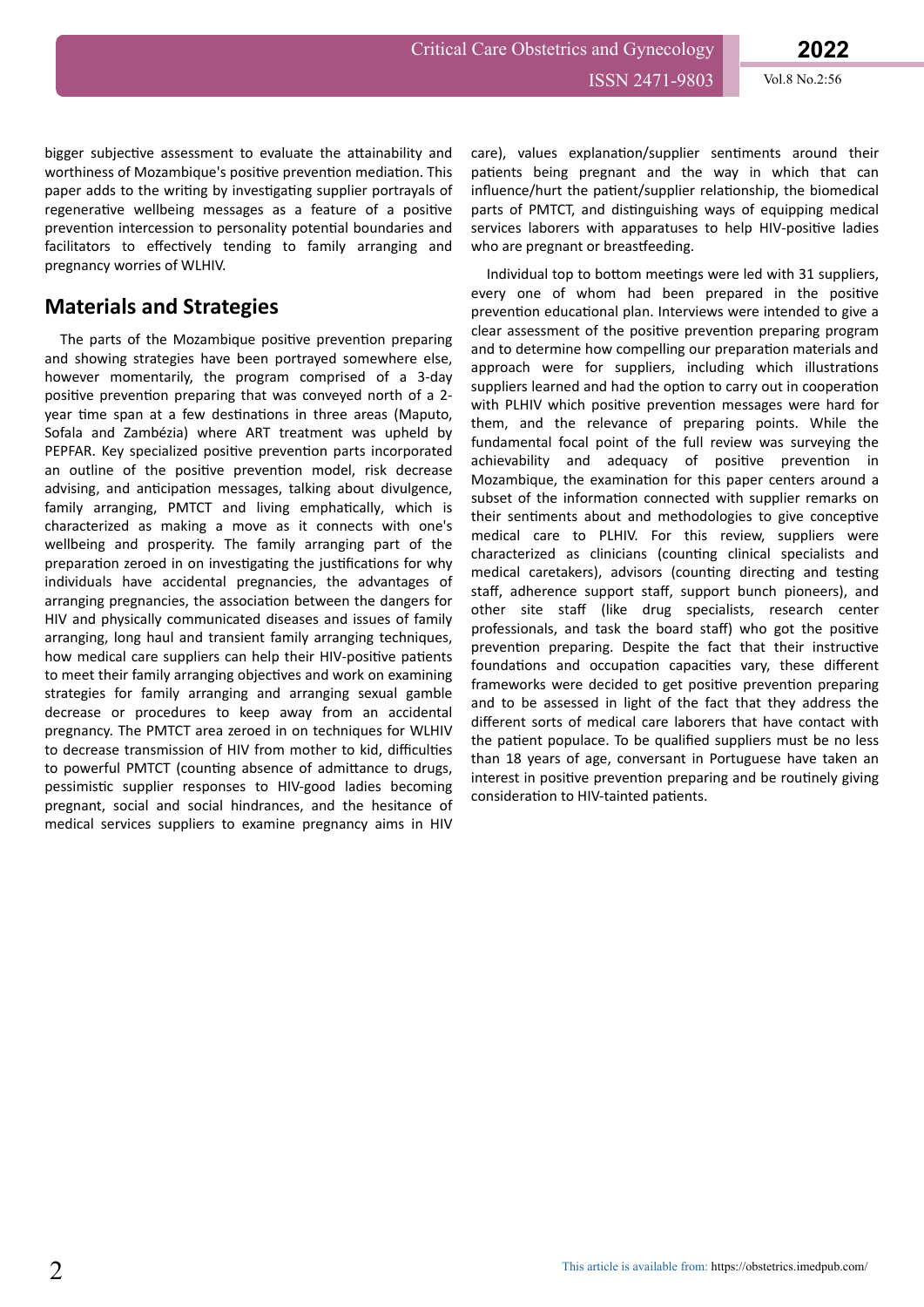bigger subjective assessment to evaluate the attainability and worthiness of Mozambique's positive prevention mediation. This paper adds to the writing by investigating supplier portrayals of regenerative wellbeing messages as a feature of a positive prevention intercession to personality potential boundaries and facilitators to effectively tending to family arranging and pregnancy worries of WLHIV.

## Materials and Strategies

The parts of the Mozambique positive prevention preparing and showing strategies have been portrayed somewhere else, however momentarily, the program comprised of a 3-day positive prevention preparing that was conveyed north of a 2-year time span at a few destinations in three areas (Maputo, Sofala and Zambézia) where ART treatment was upheld by PEPFAR. Key specialized positive prevention parts incorporated an outline of the positive prevention model, risk decrease advising, and anticipation messages, talking about divulgence, family arranging, PMTCT and living emphatically, which is characterized as making a move as it connects with one's wellbeing and prosperity. The family arranging part of the preparation zeroed in on investigating the justifications for why individuals have accidental pregnancies, the advantages of arranging pregnancies, the association between the dangers for HIV and physically communicated diseases and issues of family arranging, long haul and transient family arranging techniques, how medical care suppliers can help their HIV-positive patients to meet their family arranging objectives and work on examining strategies for family arranging and arranging sexual gamble decrease or procedures to keep away from an accidental pregnancy. The PMTCT area zeroed in on techniques for WLHIV to decrease transmission of HIV from mother to kid, difficulties to powerful PMTCT (counting absence of admittance to drugs, pessimistic supplier responses to HIV-good ladies becoming pregnant, social and social hindrances, and the hesitance of medical services suppliers to examine pregnancy aims in HIV care), values explanation/supplier sentiments around their patients being pregnant and the way in which that can influence/hurt the patient/supplier relationship, the biomedical parts of PMTCT, and distinguishing ways of equipping medical services laborers with apparatuses to help HIV-positive ladies who are pregnant or breastfeeding.

Individual top to bottom meetings were led with 31 suppliers, every one of whom had been prepared in the positive prevention educational plan. Interviews were intended to give a clear assessment of the positive prevention preparing program and to determine how compelling our preparation materials and approach were for suppliers, including which illustrations suppliers learned and had the option to carry out in cooperation with PLHIV which positive prevention messages were hard for them, and the relevance of preparing points. While the fundamental focal point of the full review was surveying the achievability and adequacy of positive prevention in Mozambique, the examination for this paper centers around a subset of the information connected with supplier remarks on their sentiments about and methodologies to give conceptive medical care to PLHIV. For this review, suppliers were characterized as clinicians (counting clinical specialists and medical caretakers), advisors (counting directing and testing staff, adherence support staff, support bunch pioneers), and other site staff (like drug specialists, research center professionals, and task the board staff) who got the positive prevention preparing. Despite the fact that their instructive foundations and occupation capacities vary, these different frameworks were decided to get positive prevention preparing and to be assessed in light of the fact that they address the different sorts of medical care laborers that have contact with the patient populace. To be qualified suppliers must be no less than 18 years of age, conversant in Portuguese have taken an interest in positive prevention preparing and be routinely giving consideration to HIV-tainted patients.